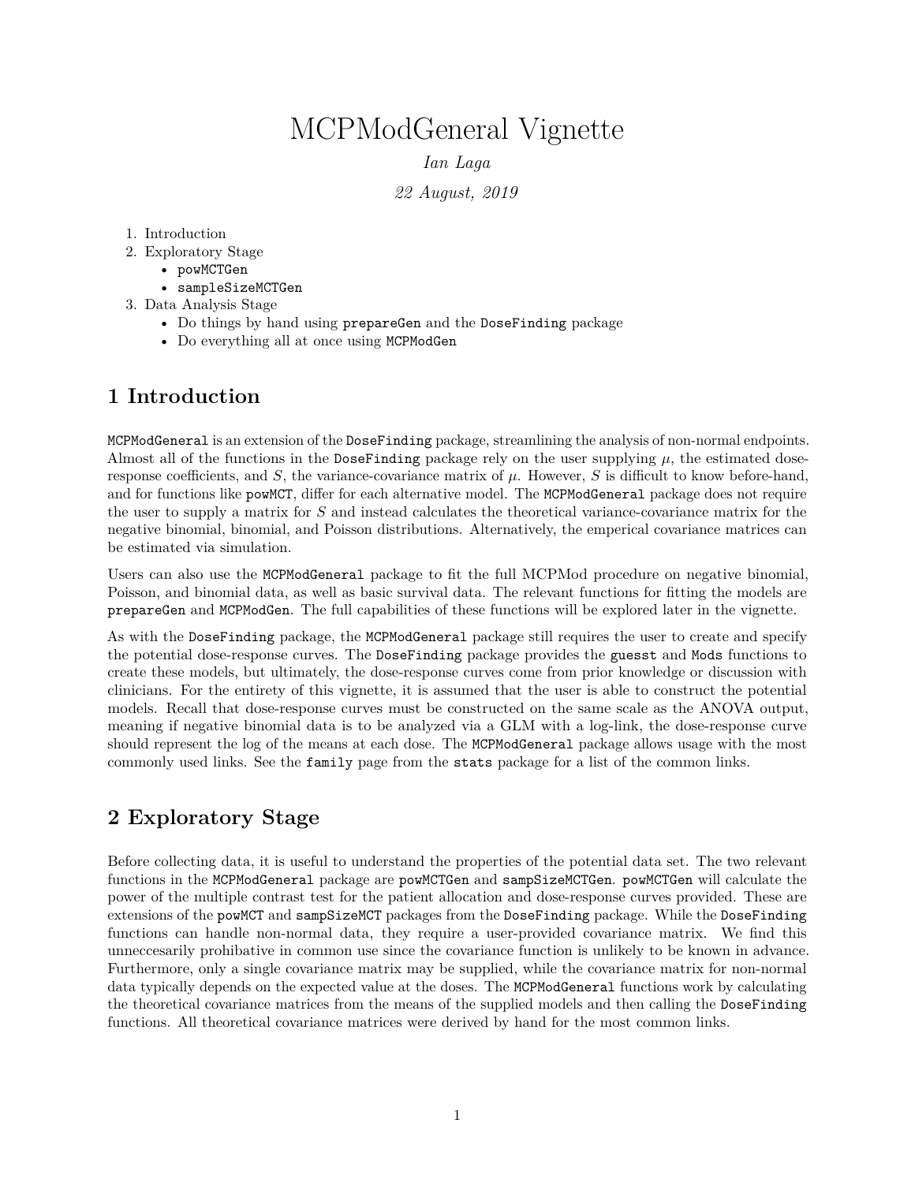# MCPModGeneral Vignette

*Ian Laga*

*22 August, 2019*

1. Introduction
2. Exploratory Stage
   - `powMCTGen`
   - `sampleSizeMCTGen`
3. Data Analysis Stage
   - Do things by hand using `prepareGen` and the `DoseFinding` package
   - Do everything all at once using `MCPModGen`

## 1 Introduction

`MCPModGeneral` is an extension of the `DoseFinding` package, streamlining the analysis of non-normal endpoints. Almost all of the functions in the `DoseFinding` package rely on the user supplying $\mu$, the estimated dose-response coefficients, and $S$, the variance-covariance matrix of $\mu$. However, $S$ is difficult to know before-hand, and for functions like `powMCT`, differ for each alternative model. The `MCPModGeneral` package does not require the user to supply a matrix for $S$ and instead calculates the theoretical variance-covariance matrix for the negative binomial, binomial, and Poisson distributions. Alternatively, the emperical covariance matrices can be estimated via simulation.

Users can also use the `MCPModGeneral` package to fit the full MCPMod procedure on negative binomial, Poisson, and binomial data, as well as basic survival data. The relevant functions for fitting the models are `prepareGen` and `MCPModGen`. The full capabilities of these functions will be explored later in the vignette.

As with the `DoseFinding` package, the `MCPModGeneral` package still requires the user to create and specify the potential dose-response curves. The `DoseFinding` package provides the `guesst` and `Mods` functions to create these models, but ultimately, the dose-response curves come from prior knowledge or discussion with clinicians. For the entirety of this vignette, it is assumed that the user is able to construct the potential models. Recall that dose-response curves must be constructed on the same scale as the ANOVA output, meaning if negative binomial data is to be analyzed via a GLM with a log-link, the dose-response curve should represent the log of the means at each dose. The `MCPModGeneral` package allows usage with the most commonly used links. See the `family` page from the `stats` package for a list of the common links.

## 2 Exploratory Stage

Before collecting data, it is useful to understand the properties of the potential data set. The two relevant functions in the `MCPModGeneral` package are `powMCTGen` and `sampSizeMCTGen`. `powMCTGen` will calculate the power of the multiple contrast test for the patient allocation and dose-response curves provided. These are extensions of the `powMCT` and `sampSizeMCT` packages from the `DoseFinding` package. While the `DoseFinding` functions can handle non-normal data, they require a user-provided covariance matrix. We find this unneccesarily prohibative in common use since the covariance function is unlikely to be known in advance. Furthermore, only a single covariance matrix may be supplied, while the covariance matrix for non-normal data typically depends on the expected value at the doses. The `MCPModGeneral` functions work by calculating the theoretical covariance matrices from the means of the supplied models and then calling the `DoseFinding` functions. All theoretical covariance matrices were derived by hand for the most common links.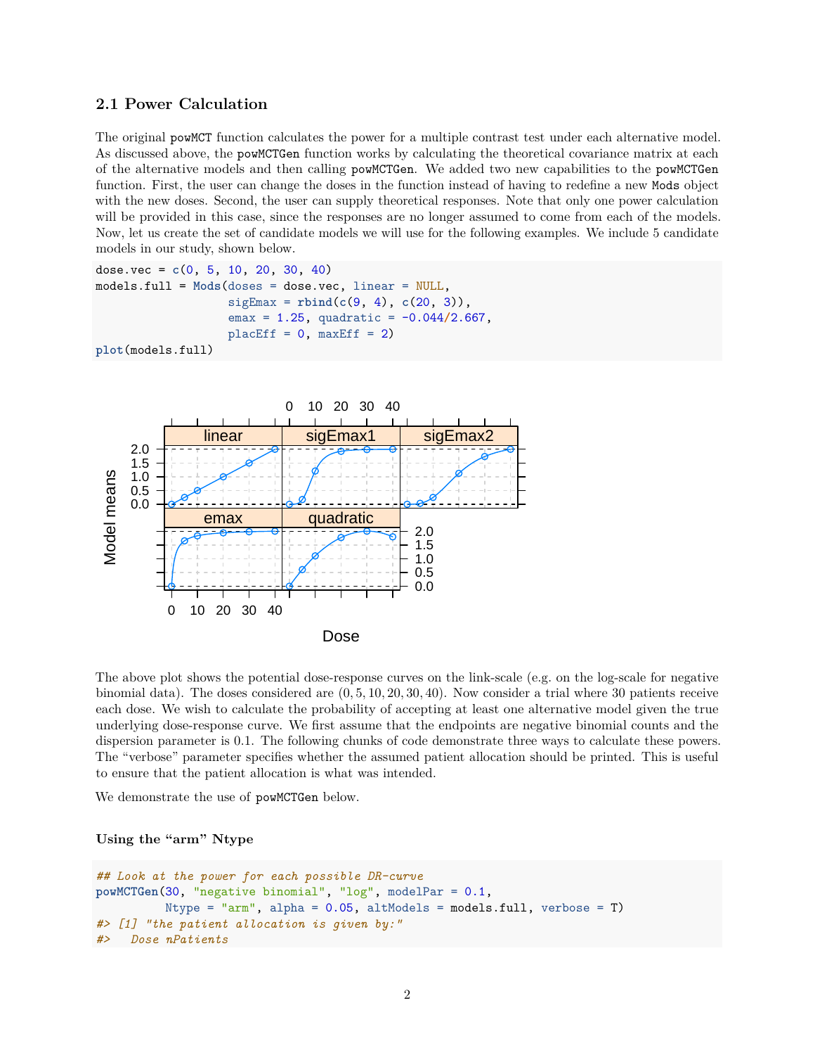### 2.1 Power Calculation

The original powMCT function calculates the power for a multiple contrast test under each alternative model. As discussed above, the powMCTGen function works by calculating the theoretical covariance matrix at each of the alternative models and then calling powMCTGen. We added two new capabilities to the powMCTGen function. First, the user can change the doses in the function instead of having to redefine a new Mods object with the new doses. Second, the user can supply theoretical responses. Note that only one power calculation will be provided in this case, since the responses are no longer assumed to come from each of the models. Now, let us create the set of candidate models we will use for the following examples. We include 5 candidate models in our study, shown below.

```
dose.vec = c(0, 5, 10, 20, 30, 40)
models.full = Mods(doses = dose.vec, linear = NULL,
                   sigEmax = rbind(c(9, 4), c(20, 3)),
                   emax = 1.25, quadratic = -0.044/2.667,
                   placEff = 0, maxEff = 2)
plot(models.full)
```

The above plot shows the potential dose-response curves on the link-scale (e.g. on the log-scale for negative binomial data). The doses considered are $(0, 5, 10, 20, 30, 40)$. Now consider a trial where 30 patients receive each dose. We wish to calculate the probability of accepting at least one alternative model given the true underlying dose-response curve. We first assume that the endpoints are negative binomial counts and the dispersion parameter is 0.1. The following chunks of code demonstrate three ways to calculate these powers. The "verbose" parameter specifies whether the assumed patient allocation should be printed. This is useful to ensure that the patient allocation is what was intended.

We demonstrate the use of powMCTGen below.

#### Using the "arm" Ntype

```
## Look at the power for each possible DR-curve
powMCTGen(30, "negative binomial", "log", modelPar = 0.1,
          Ntype = "arm", alpha = 0.05, altModels = models.full, verbose = T)
#> [1] "the patient allocation is given by:"
#>   Dose nPatients
```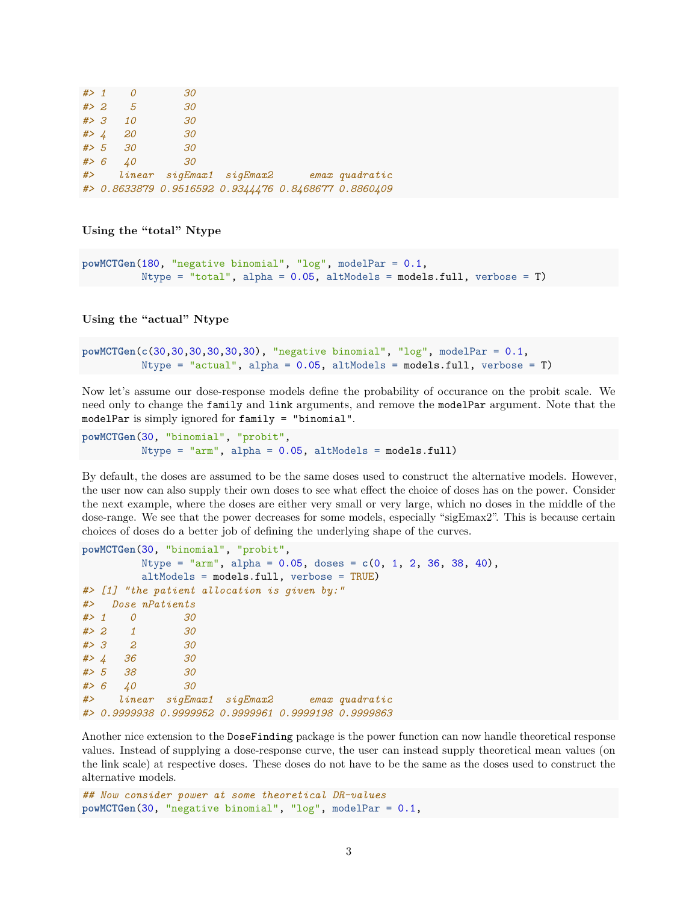```
#> 1    0        30
#> 2    5        30
#> 3   10        30
#> 4   20        30
#> 5   30        30
#> 6   40        30
#>    linear  sigEmax1  sigEmax2      emax quadratic
#> 0.8633879 0.9516592 0.9344476 0.8468677 0.8860409
```

**Using the "total" Ntype**

```
powMCTGen(180, "negative binomial", "log", modelPar = 0.1,
          Ntype = "total", alpha = 0.05, altModels = models.full, verbose = T)
```

**Using the "actual" Ntype**

```
powMCTGen(c(30,30,30,30,30,30), "negative binomial", "log", modelPar = 0.1,
          Ntype = "actual", alpha = 0.05, altModels = models.full, verbose = T)
```

Now let's assume our dose-response models define the probability of occurance on the probit scale. We need only to change the `family` and `link` arguments, and remove the `modelPar` argument. Note that the `modelPar` is simply ignored for `family = "binomial"`.

```
powMCTGen(30, "binomial", "probit",
          Ntype = "arm", alpha = 0.05, altModels = models.full)
```

By default, the doses are assumed to be the same doses used to construct the alternative models. However, the user now can also supply their own doses to see what effect the choice of doses has on the power. Consider the next example, where the doses are either very small or very large, which no doses in the middle of the dose-range. We see that the power decreases for some models, especially "sigEmax2". This is because certain choices of doses do a better job of defining the underlying shape of the curves.

```
powMCTGen(30, "binomial", "probit",
          Ntype = "arm", alpha = 0.05, doses = c(0, 1, 2, 36, 38, 40),
          altModels = models.full, verbose = TRUE)
#> [1] "the patient allocation is given by:"
#>   Dose nPatients
#> 1    0        30
#> 2    1        30
#> 3    2        30
#> 4   36        30
#> 5   38        30
#> 6   40        30
#>    linear  sigEmax1  sigEmax2      emax quadratic
#> 0.9999938 0.9999952 0.9999961 0.9999198 0.9999863
```

Another nice extension to the `DoseFinding` package is the power function can now handle theoretical response values. Instead of supplying a dose-response curve, the user can instead supply theoretical mean values (on the link scale) at respective doses. These doses do not have to be the same as the doses used to construct the alternative models.

```
## Now consider power at some theoretical DR-values
powMCTGen(30, "negative binomial", "log", modelPar = 0.1,
```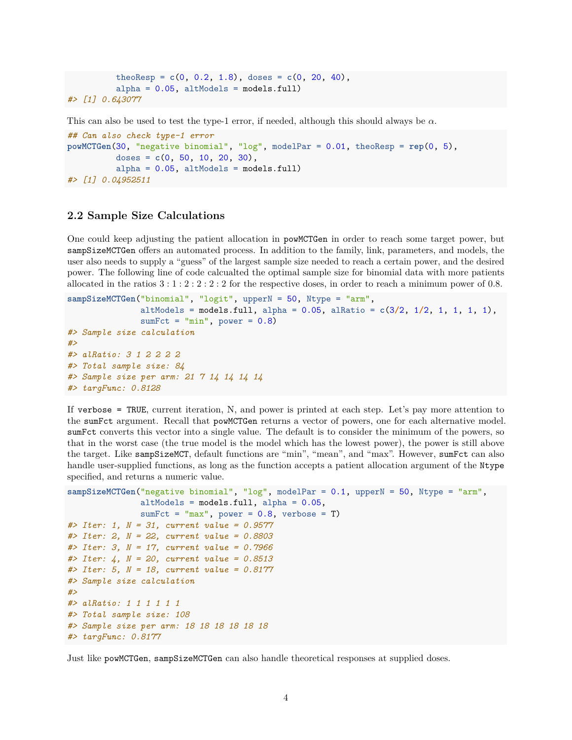```
         theoResp = c(0, 0.2, 1.8), doses = c(0, 20, 40),
         alpha = 0.05, altModels = models.full)
#> [1] 0.643077
```

This can also be used to test the type-1 error, if needed, although this should always be $\alpha$.

```
## Can also check type-1 error
powMCTGen(30, "negative binomial", "log", modelPar = 0.01, theoResp = rep(0, 5),
          doses = c(0, 50, 10, 20, 30),
          alpha = 0.05, altModels = models.full)
#> [1] 0.04952511
```

## 2.2 Sample Size Calculations

One could keep adjusting the patient allocation in `powMCTGen` in order to reach some target power, but `sampSizeMCTGen` offers an automated process. In addition to the family, link, parameters, and models, the user also needs to supply a "guess" of the largest sample size needed to reach a certain power, and the desired power. The following line of code calcualted the optimal sample size for binomial data with more patients allocated in the ratios $3 : 1 : 2 : 2 : 2 : 2$ for the respective doses, in order to reach a minimum power of 0.8.

```
sampSizeMCTGen("binomial", "logit", upperN = 50, Ntype = "arm",
               altModels = models.full, alpha = 0.05, alRatio = c(3/2, 1/2, 1, 1, 1, 1),
               sumFct = "min", power = 0.8)
#> Sample size calculation
#>
#> alRatio: 3 1 2 2 2 2
#> Total sample size: 84
#> Sample size per arm: 21 7 14 14 14 14
#> targFunc: 0.8128
```

If `verbose = TRUE`, current iteration, N, and power is printed at each step. Let's pay more attention to the `sumFct` argument. Recall that `powMCTGen` returns a vector of powers, one for each alternative model. `sumFct` converts this vector into a single value. The default is to consider the minimum of the powers, so that in the worst case (the true model is the model which has the lowest power), the power is still above the target. Like `sampSizeMCT`, default functions are "min", "mean", and "max". However, `sumFct` can also handle user-supplied functions, as long as the function accepts a patient allocation argument of the `Ntype` specified, and returns a numeric value.

```
sampSizeMCTGen("negative binomial", "log", modelPar = 0.1, upperN = 50, Ntype = "arm",
               altModels = models.full, alpha = 0.05,
               sumFct = "max", power = 0.8, verbose = T)
#> Iter: 1, N = 31, current value = 0.9577
#> Iter: 2, N = 22, current value = 0.8803
#> Iter: 3, N = 17, current value = 0.7966
#> Iter: 4, N = 20, current value = 0.8513
#> Iter: 5, N = 18, current value = 0.8177
#> Sample size calculation
#>
#> alRatio: 1 1 1 1 1 1
#> Total sample size: 108
#> Sample size per arm: 18 18 18 18 18 18
#> targFunc: 0.8177
```

Just like `powMCTGen`, `sampSizeMCTGen` can also handle theoretical responses at supplied doses.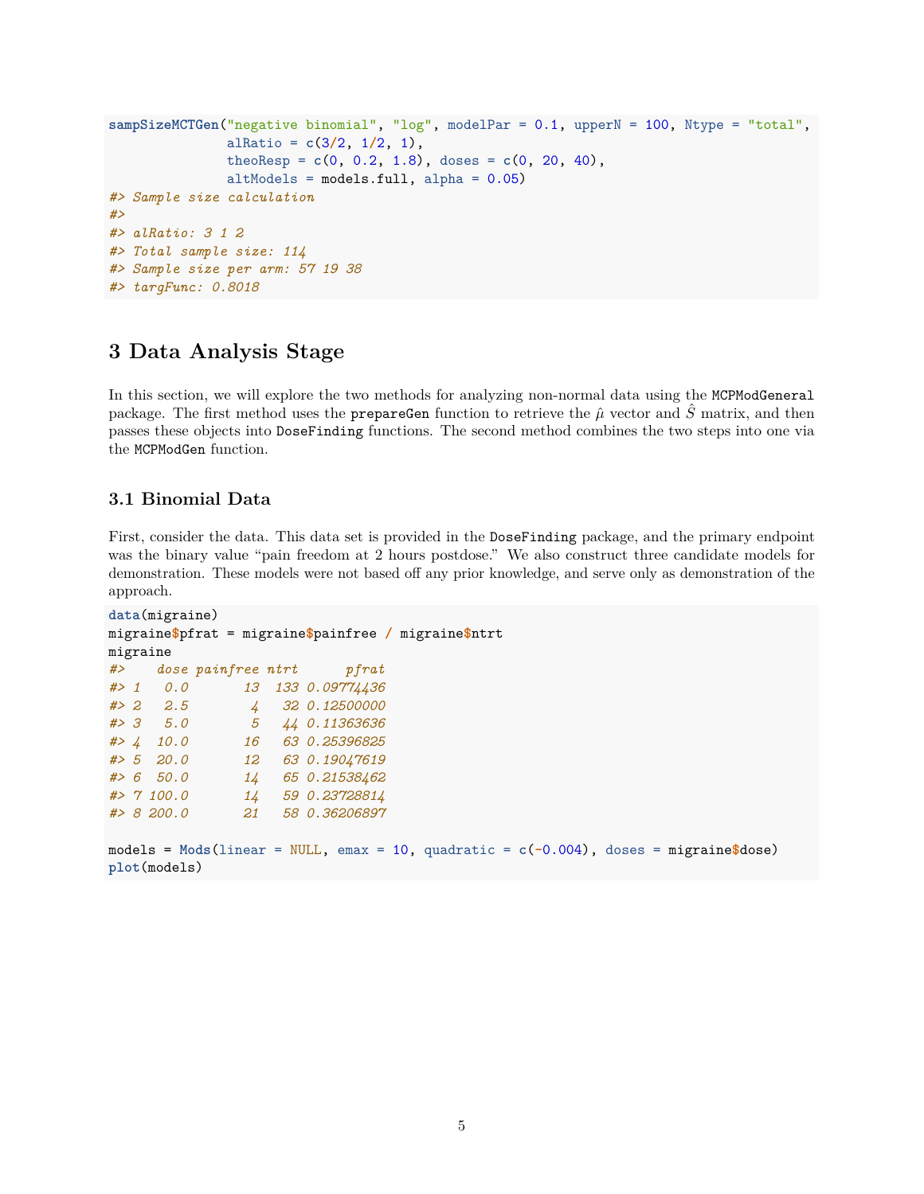```
sampSizeMCTGen("negative binomial", "log", modelPar = 0.1, upperN = 100, Ntype = "total",
               alRatio = c(3/2, 1/2, 1),
               theoResp = c(0, 0.2, 1.8), doses = c(0, 20, 40),
               altModels = models.full, alpha = 0.05)
#> Sample size calculation
#>
#> alRatio: 3 1 2
#> Total sample size: 114
#> Sample size per arm: 57 19 38
#> targFunc: 0.8018
```

## 3 Data Analysis Stage

In this section, we will explore the two methods for analyzing non-normal data using the `MCPModGeneral` package. The first method uses the `prepareGen` function to retrieve the $\hat{\mu}$ vector and $\hat{S}$ matrix, and then passes these objects into `DoseFinding` functions. The second method combines the two steps into one via the `MCPModGen` function.

### 3.1 Binomial Data

First, consider the data. This data set is provided in the `DoseFinding` package, and the primary endpoint was the binary value "pain freedom at 2 hours postdose." We also construct three candidate models for demonstration. These models were not based off any prior knowledge, and serve only as demonstration of the approach.

```
data(migraine)
migraine$pfrat = migraine$painfree / migraine$ntrt
migraine
#>    dose painfree ntrt      pfrat
#> 1   0.0       13  133 0.09774436
#> 2   2.5        4   32 0.12500000
#> 3   5.0        5   44 0.11363636
#> 4  10.0       16   63 0.25396825
#> 5  20.0       12   63 0.19047619
#> 6  50.0       14   65 0.21538462
#> 7 100.0       14   59 0.23728814
#> 8 200.0       21   58 0.36206897

models = Mods(linear = NULL, emax = 10, quadratic = c(-0.004), doses = migraine$dose)
plot(models)
```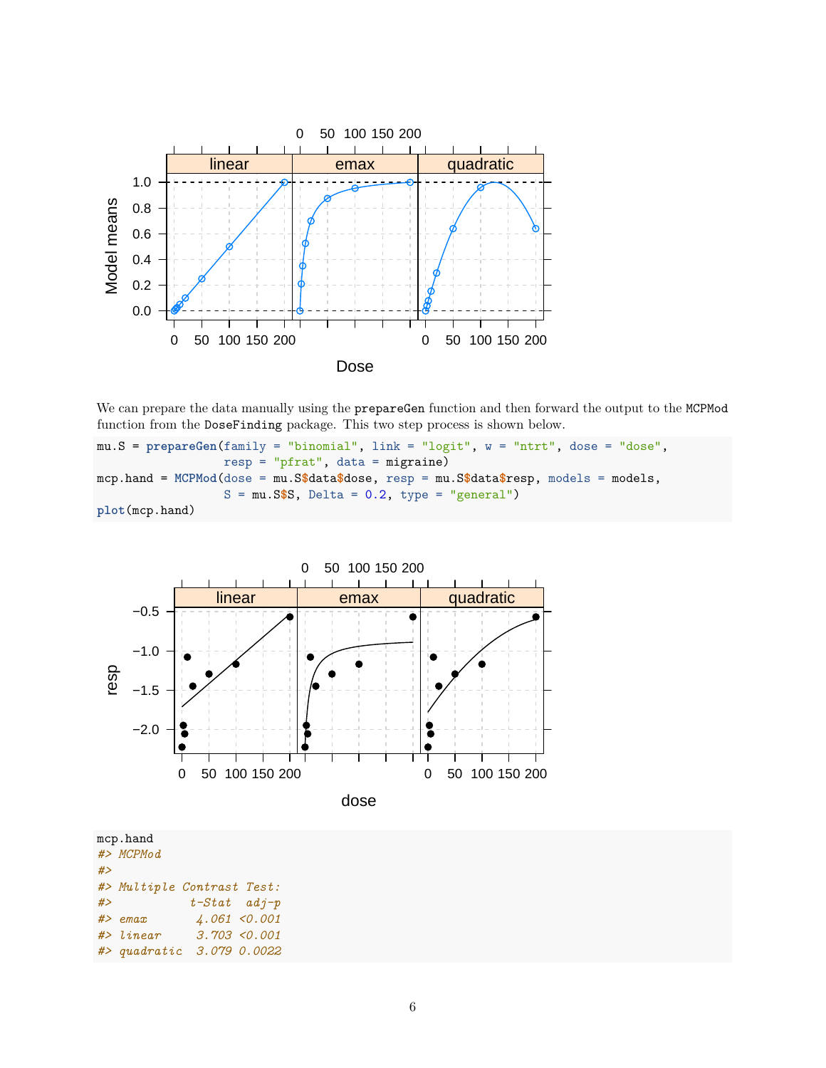We can prepare the data manually using the `prepareGen` function and then forward the output to the `MCPMod` function from the `DoseFinding` package. This two step process is shown below.

```
mu.S = prepareGen(family = "binomial", link = "logit", w = "ntrt", dose = "dose",
                  resp = "pfrat", data = migraine)
mcp.hand = MCPMod(dose = mu.S$data$dose, resp = mu.S$data$resp, models = models,
                  S = mu.S$S, Delta = 0.2, type = "general")
plot(mcp.hand)
```

```
mcp.hand
#> MCPMod
#>
#> Multiple Contrast Test:
#>           t-Stat  adj-p
#> emax       4.061 <0.001
#> linear     3.703 <0.001
#> quadratic  3.079 0.0022
```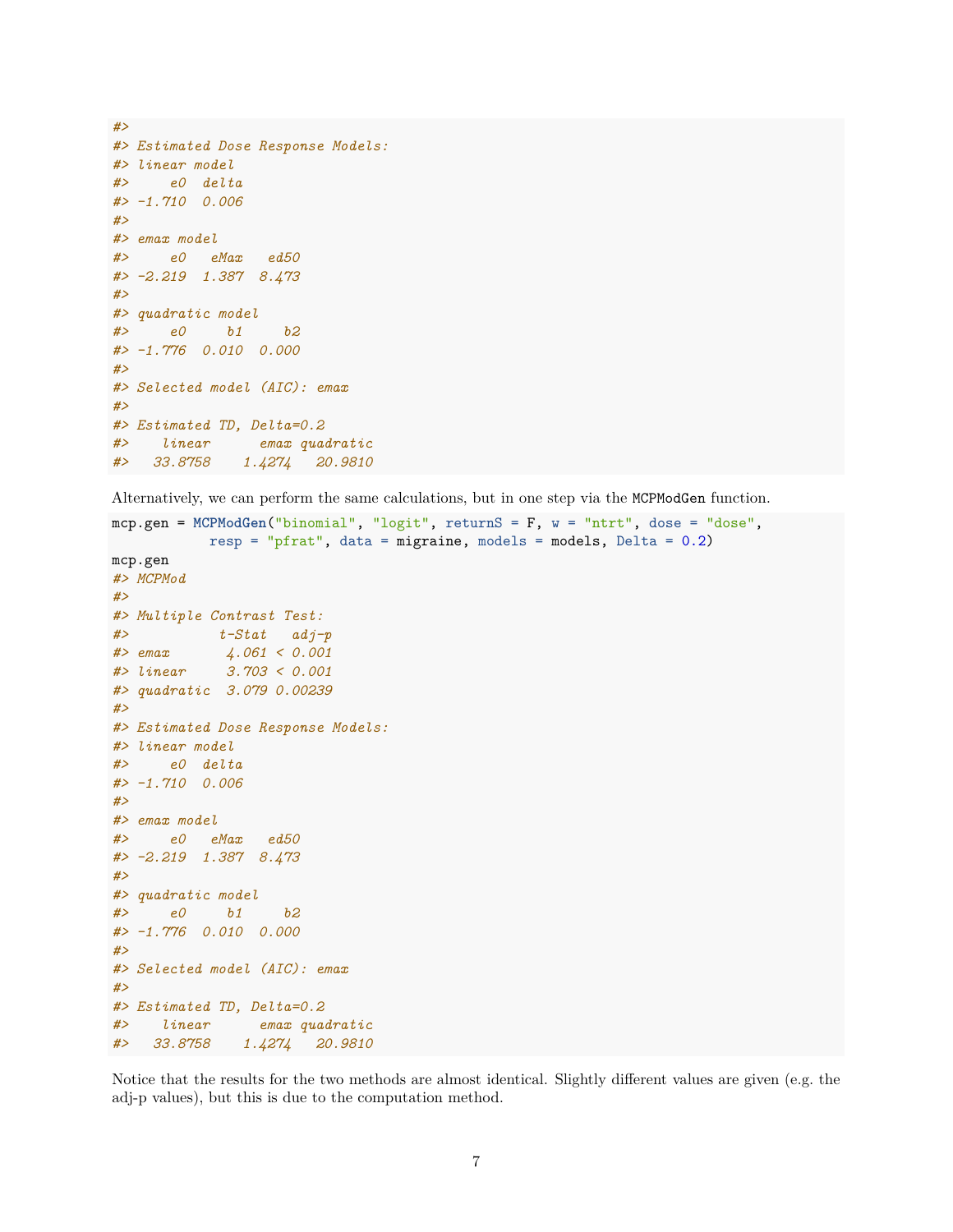```
#>
#> Estimated Dose Response Models:
#> linear model
#>     e0  delta
#> -1.710  0.006
#>
#> emax model
#>     e0   eMax   ed50
#> -2.219  1.387  8.473
#>
#> quadratic model
#>     e0     b1     b2
#> -1.776  0.010  0.000
#>
#> Selected model (AIC): emax
#>
#> Estimated TD, Delta=0.2
#>    linear      emax quadratic
#>   33.8758    1.4274   20.9810
```

Alternatively, we can perform the same calculations, but in one step via the `MCPModGen` function.

```
mcp.gen = MCPModGen("binomial", "logit", returnS = F, w = "ntrt", dose = "dose",
            resp = "pfrat", data = migraine, models = models, Delta = 0.2)
mcp.gen
#> MCPMod
#>
#> Multiple Contrast Test:
#>           t-Stat   adj-p
#> emax       4.061 < 0.001
#> linear     3.703 < 0.001
#> quadratic  3.079 0.00239
#>
#> Estimated Dose Response Models:
#> linear model
#>     e0  delta
#> -1.710  0.006
#>
#> emax model
#>     e0   eMax   ed50
#> -2.219  1.387  8.473
#>
#> quadratic model
#>     e0     b1     b2
#> -1.776  0.010  0.000
#>
#> Selected model (AIC): emax
#>
#> Estimated TD, Delta=0.2
#>    linear      emax quadratic
#>   33.8758    1.4274   20.9810
```

Notice that the results for the two methods are almost identical. Slightly different values are given (e.g. the adj-p values), but this is due to the computation method.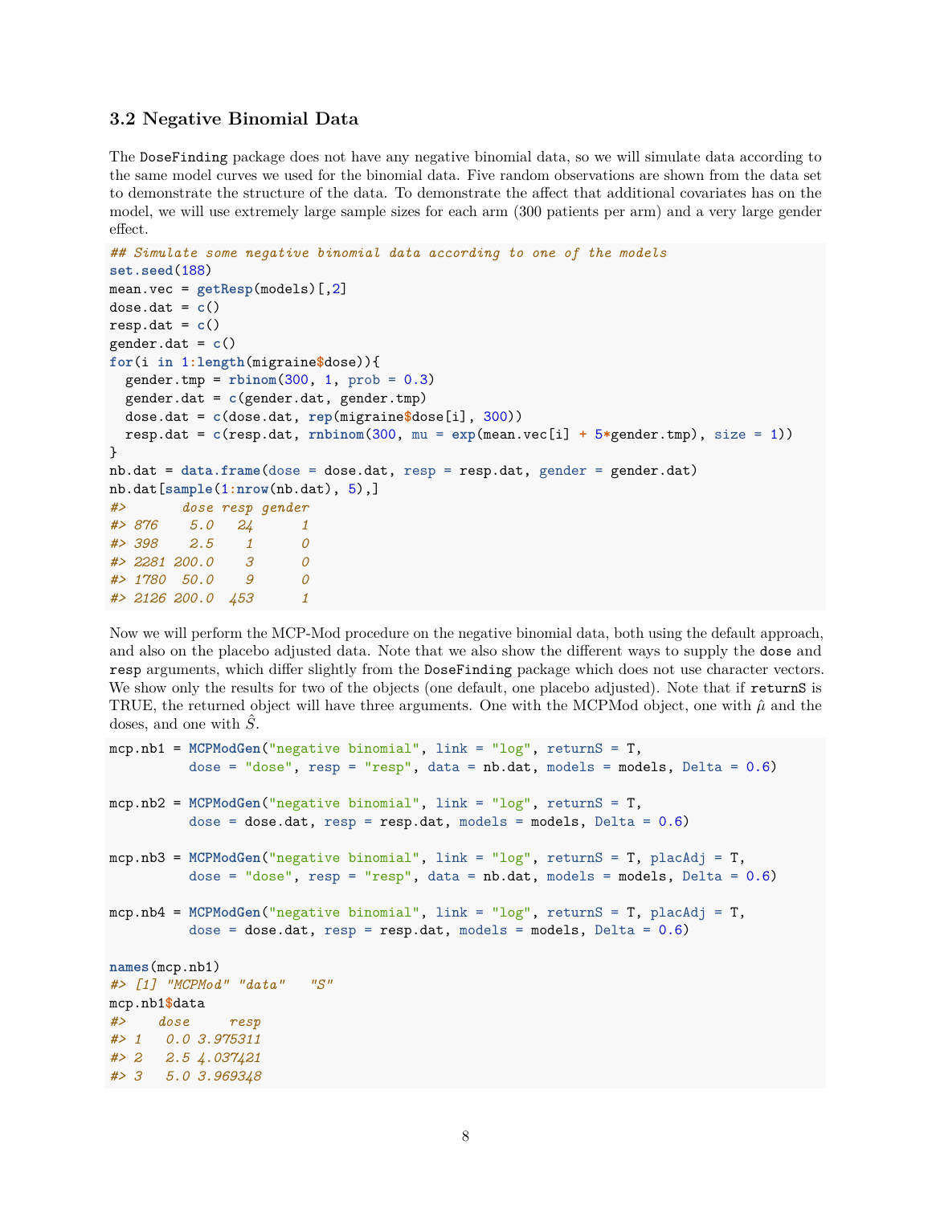### 3.2 Negative Binomial Data

The `DoseFinding` package does not have any negative binomial data, so we will simulate data according to the same model curves we used for the binomial data. Five random observations are shown from the data set to demonstrate the structure of the data. To demonstrate the affect that additional covariates has on the model, we will use extremely large sample sizes for each arm (300 patients per arm) and a very large gender effect.

```
## Simulate some negative binomial data according to one of the models
set.seed(188)
mean.vec = getResp(models)[,2]
dose.dat = c()
resp.dat = c()
gender.dat = c()
for(i in 1:length(migraine$dose)){
  gender.tmp = rbinom(300, 1, prob = 0.3)
  gender.dat = c(gender.dat, gender.tmp)
  dose.dat = c(dose.dat, rep(migraine$dose[i], 300))
  resp.dat = c(resp.dat, rnbinom(300, mu = exp(mean.vec[i] + 5*gender.tmp), size = 1))
}
nb.dat = data.frame(dose = dose.dat, resp = resp.dat, gender = gender.dat)
nb.dat[sample(1:nrow(nb.dat), 5),]
#>       dose resp gender
#> 876    5.0   24      1
#> 398    2.5    1      0
#> 2281 200.0    3      0
#> 1780  50.0    9      0
#> 2126 200.0  453      1
```

Now we will perform the MCP-Mod procedure on the negative binomial data, both using the default approach, and also on the placebo adjusted data. Note that we also show the different ways to supply the `dose` and `resp` arguments, which differ slightly from the `DoseFinding` package which does not use character vectors. We show only the results for two of the objects (one default, one placebo adjusted). Note that if `returnS` is TRUE, the returned object will have three arguments. One with the MCPMod object, one with $\hat{\mu}$ and the doses, and one with $\hat{S}$.

```
mcp.nb1 = MCPModGen("negative binomial", link = "log", returnS = T,
          dose = "dose", resp = "resp", data = nb.dat, models = models, Delta = 0.6)

mcp.nb2 = MCPModGen("negative binomial", link = "log", returnS = T,
          dose = dose.dat, resp = resp.dat, models = models, Delta = 0.6)

mcp.nb3 = MCPModGen("negative binomial", link = "log", returnS = T, placAdj = T,
          dose = "dose", resp = "resp", data = nb.dat, models = models, Delta = 0.6)

mcp.nb4 = MCPModGen("negative binomial", link = "log", returnS = T, placAdj = T,
          dose = dose.dat, resp = resp.dat, models = models, Delta = 0.6)

names(mcp.nb1)
#> [1] "MCPMod" "data"   "S"
mcp.nb1$data
#>    dose     resp
#> 1   0.0 3.975311
#> 2   2.5 4.037421
#> 3   5.0 3.969348
```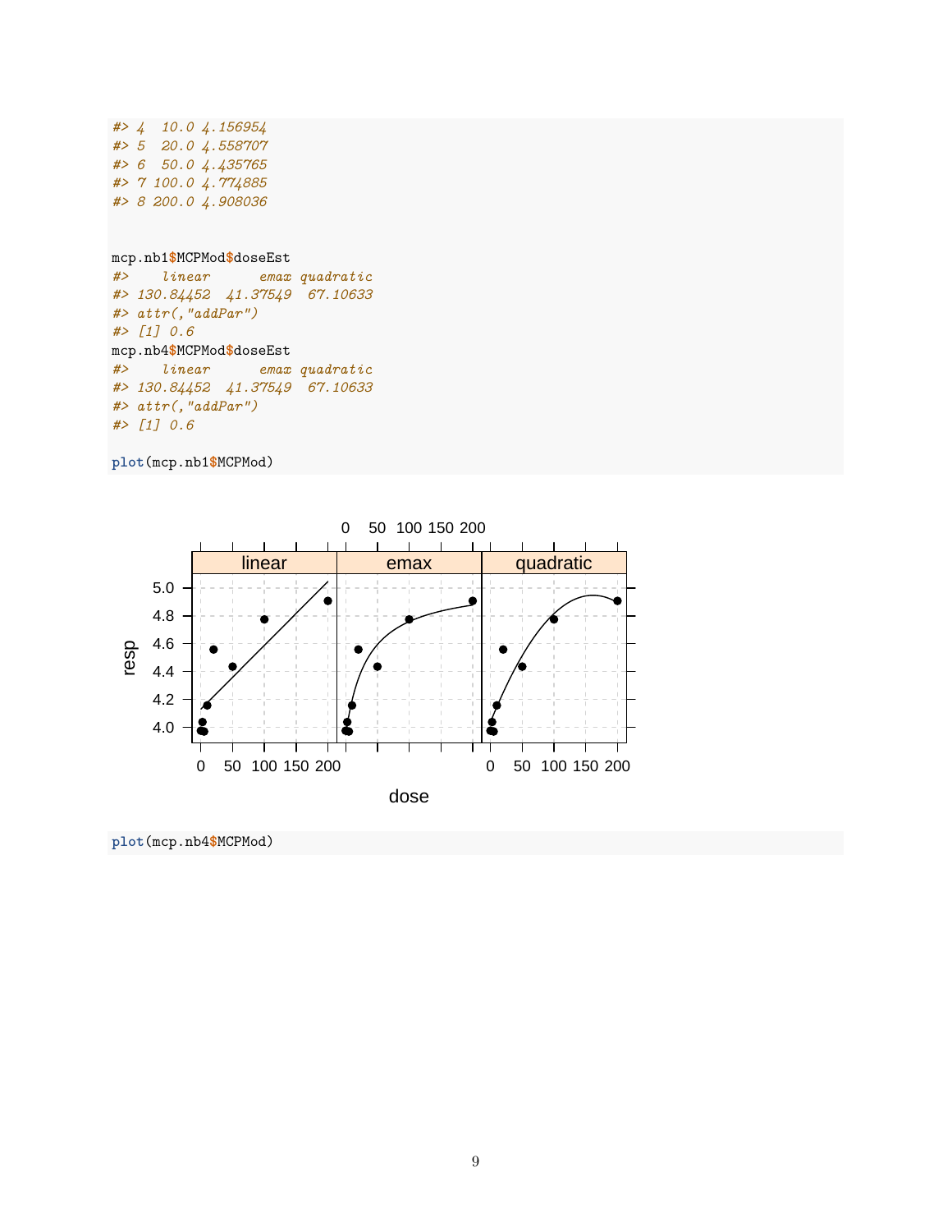```
#> 4  10.0 4.156954
#> 5  20.0 4.558707
#> 6  50.0 4.435765
#> 7 100.0 4.774885
#> 8 200.0 4.908036
```

```
mcp.nb1$MCPMod$doseEst
#>    linear      emax quadratic
#> 130.84452  41.37549  67.10633
#> attr(,"addPar")
#> [1] 0.6
mcp.nb4$MCPMod$doseEst
#>    linear      emax quadratic
#> 130.84452  41.37549  67.10633
#> attr(,"addPar")
#> [1] 0.6

plot(mcp.nb1$MCPMod)
```

```
plot(mcp.nb4$MCPMod)
```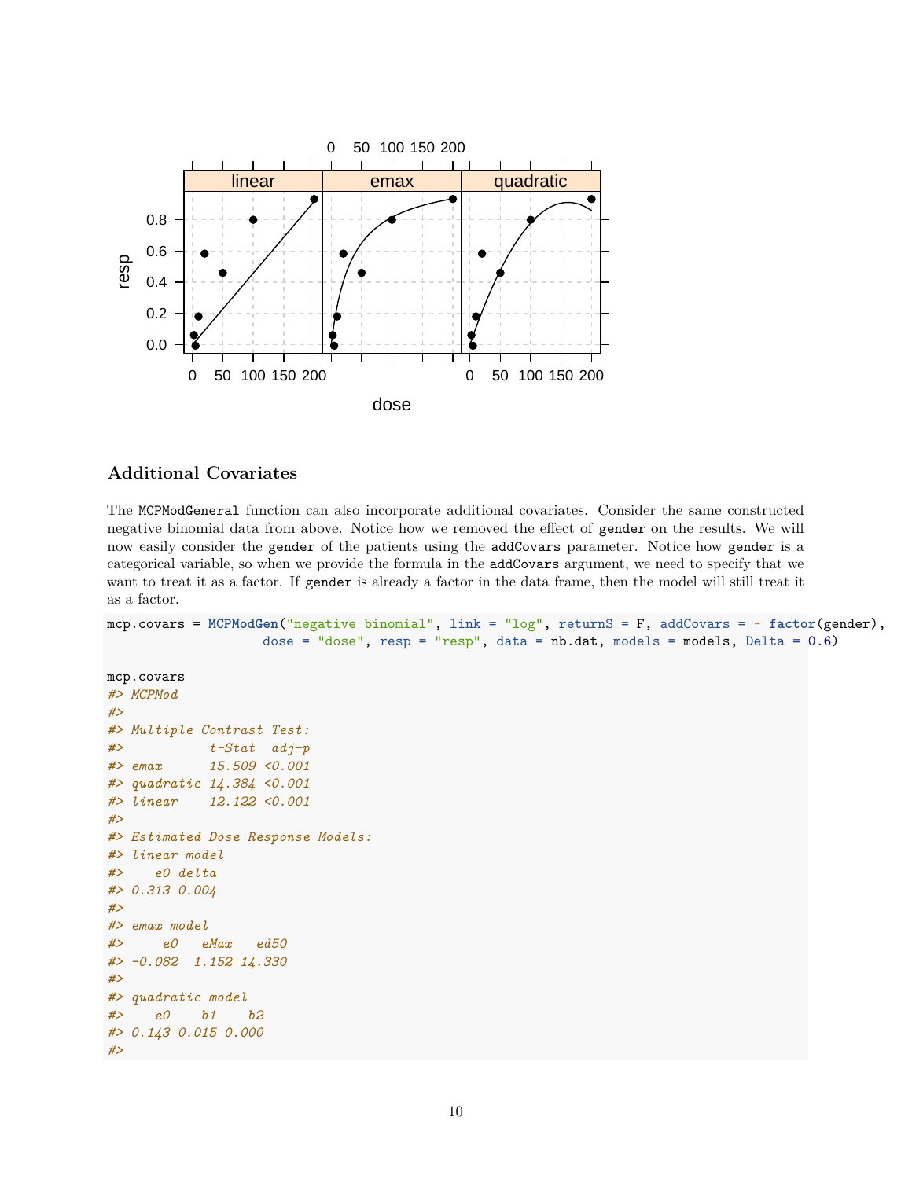### Additional Covariates

The `MCPModGeneral` function can also incorporate additional covariates. Consider the same constructed negative binomial data from above. Notice how we removed the effect of `gender` on the results. We will now easily consider the `gender` of the patients using the `addCovars` parameter. Notice how `gender` is a categorical variable, so when we provide the formula in the `addCovars` argument, we need to specify that we want to treat it as a factor. If `gender` is already a factor in the data frame, then the model will still treat it as a factor.

```
mcp.covars = MCPModGen("negative binomial", link = "log", returnS = F, addCovars = ~ factor(gender),
                       dose = "dose", resp = "resp", data = nb.dat, models = models, Delta = 0.6)

mcp.covars
#> MCPMod
#>
#> Multiple Contrast Test:
#>           t-Stat  adj-p
#> emax      15.509 <0.001
#> quadratic 14.384 <0.001
#> linear    12.122 <0.001
#>
#> Estimated Dose Response Models:
#> linear model
#>    e0 delta
#> 0.313 0.004
#>
#> emax model
#>     e0   eMax   ed50
#> -0.082  1.152 14.330
#>
#> quadratic model
#>    e0    b1    b2
#> 0.143 0.015 0.000
#>
```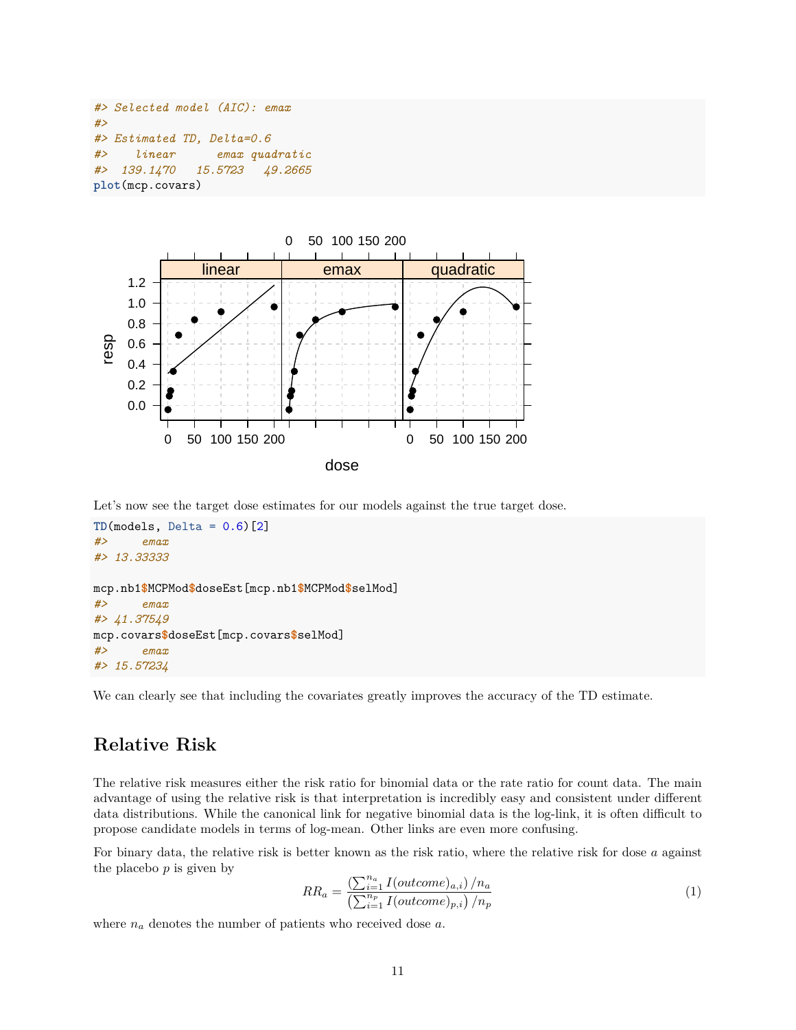```
#> Selected model (AIC): emax
#>
#> Estimated TD, Delta=0.6
#>    linear      emax quadratic
#>  139.1470   15.5723   49.2665
plot(mcp.covars)
```

Let's now see the target dose estimates for our models against the true target dose.

```
TD(models, Delta = 0.6)[2]
#>     emax
#> 13.33333

mcp.nb1$MCPMod$doseEst[mcp.nb1$MCPMod$selMod]
#>     emax
#> 41.37549
mcp.covars$doseEst[mcp.covars$selMod]
#>     emax
#> 15.57234
```

We can clearly see that including the covariates greatly improves the accuracy of the TD estimate.

## Relative Risk

The relative risk measures either the risk ratio for binomial data or the rate ratio for count data. The main advantage of using the relative risk is that interpretation is incredibly easy and consistent under different data distributions. While the canonical link for negative binomial data is the log-link, it is often difficult to propose candidate models in terms of log-mean. Other links are even more confusing.

For binary data, the relative risk is better known as the risk ratio, where the relative risk for dose $a$ against the placebo $p$ is given by

$$RR_a = \frac{\left(\sum_{i=1}^{n_a} I(outcome)_{a,i}\right)/n_a}{\left(\sum_{i=1}^{n_p} I(outcome)_{p,i}\right)/n_p} \tag{1}$$

where $n_a$ denotes the number of patients who received dose $a$.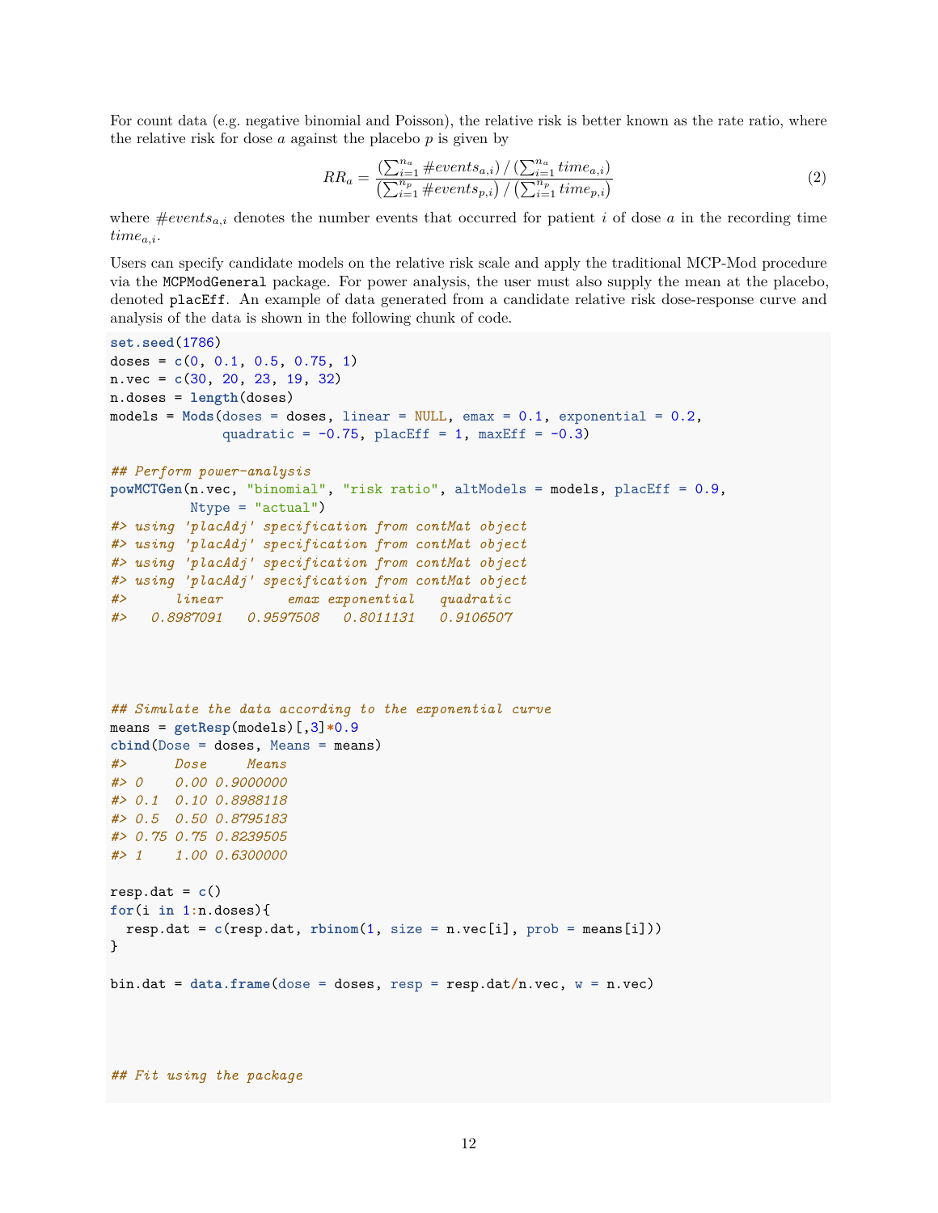For count data (e.g. negative binomial and Poisson), the relative risk is better known as the rate ratio, where the relative risk for dose $a$ against the placebo $p$ is given by

$$RR_a = \frac{\left(\sum_{i=1}^{n_a} \#events_{a,i}\right) / \left(\sum_{i=1}^{n_a} time_{a,i}\right)}{\left(\sum_{i=1}^{n_p} \#events_{p,i}\right) / \left(\sum_{i=1}^{n_p} time_{p,i}\right)} \tag{2}$$

where $\#events_{a,i}$ denotes the number events that occurred for patient $i$ of dose $a$ in the recording time $time_{a,i}$.

Users can specify candidate models on the relative risk scale and apply the traditional MCP-Mod procedure via the `MCPModGeneral` package. For power analysis, the user must also supply the mean at the placebo, denoted `placEff`. An example of data generated from a candidate relative risk dose-response curve and analysis of the data is shown in the following chunk of code.

```
set.seed(1786)
doses = c(0, 0.1, 0.5, 0.75, 1)
n.vec = c(30, 20, 23, 19, 32)
n.doses = length(doses)
models = Mods(doses = doses, linear = NULL, emax = 0.1, exponential = 0.2,
              quadratic = -0.75, placEff = 1, maxEff = -0.3)

## Perform power-analysis
powMCTGen(n.vec, "binomial", "risk ratio", altModels = models, placEff = 0.9,
          Ntype = "actual")
#> using 'placAdj' specification from contMat object
#> using 'placAdj' specification from contMat object
#> using 'placAdj' specification from contMat object
#> using 'placAdj' specification from contMat object
#>      linear        emax exponential   quadratic
#>   0.8987091   0.9597508   0.8011131   0.9106507




## Simulate the data according to the exponential curve
means = getResp(models)[,3]*0.9
cbind(Dose = doses, Means = means)
#>      Dose     Means
#> 0    0.00 0.9000000
#> 0.1  0.10 0.8988118
#> 0.5  0.50 0.8795183
#> 0.75 0.75 0.8239505
#> 1    1.00 0.6300000

resp.dat = c()
for(i in 1:n.doses){
  resp.dat = c(resp.dat, rbinom(1, size = n.vec[i], prob = means[i]))
}

bin.dat = data.frame(dose = doses, resp = resp.dat/n.vec, w = n.vec)




## Fit using the package
```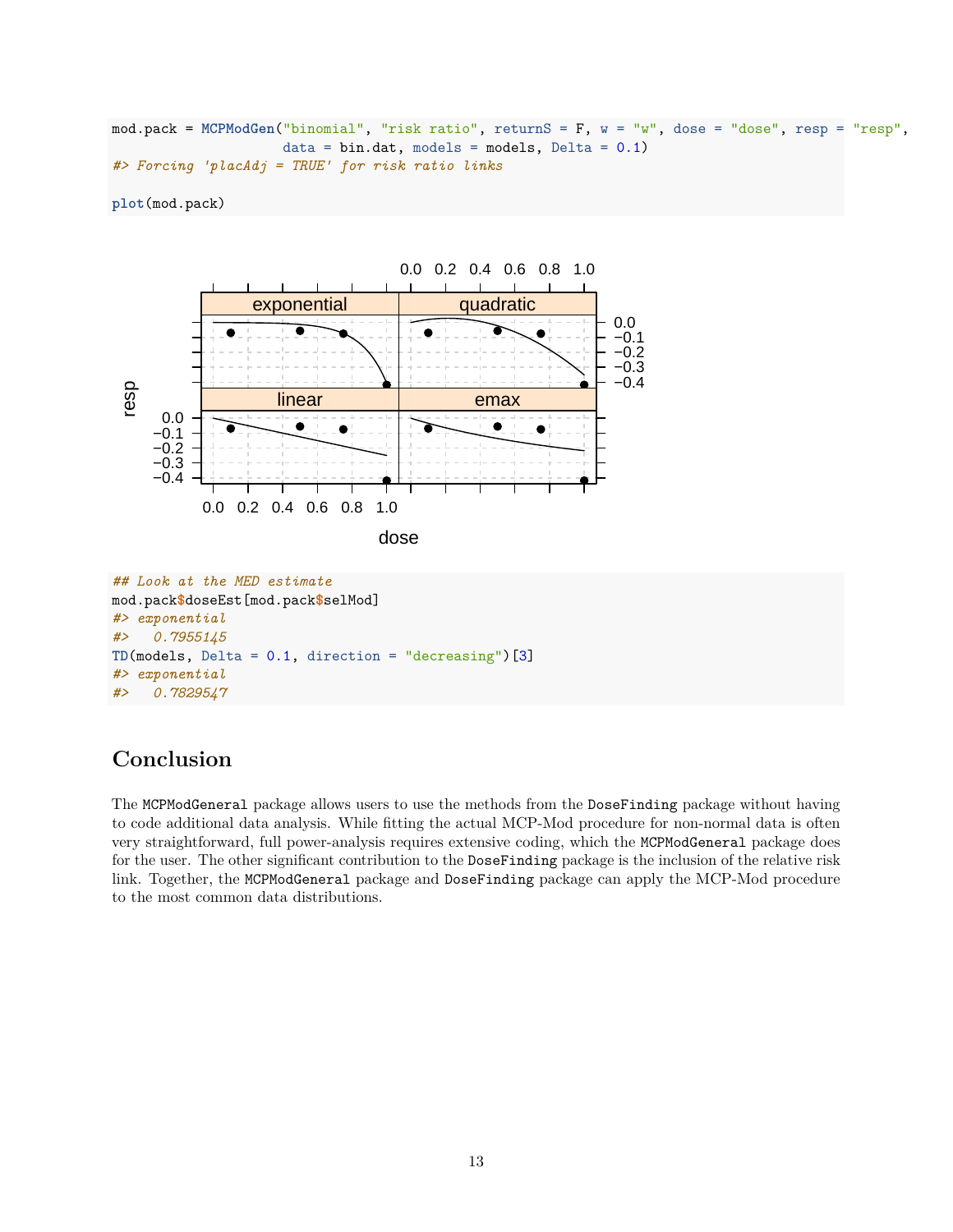```
mod.pack = MCPModGen("binomial", "risk ratio", returnS = F, w = "w", dose = "dose", resp = "resp",
                     data = bin.dat, models = models, Delta = 0.1)
#> Forcing 'placAdj = TRUE' for risk ratio links

plot(mod.pack)
```

exponential
quadratic
linear
emax
resp
dose
0.0 0.2 0.4 0.6 0.8 1.0
0.0
−0.1
−0.2
−0.3
−0.4

```
## Look at the MED estimate
mod.pack$doseEst[mod.pack$selMod]
#> exponential
#>   0.7955145
TD(models, Delta = 0.1, direction = "decreasing")[3]
#> exponential
#>   0.7829547
```

## Conclusion

The `MCPModGeneral` package allows users to use the methods from the `DoseFinding` package without having to code additional data analysis. While fitting the actual MCP-Mod procedure for non-normal data is often very straightforward, full power-analysis requires extensive coding, which the `MCPModGeneral` package does for the user. The other significant contribution to the `DoseFinding` package is the inclusion of the relative risk link. Together, the `MCPModGeneral` package and `DoseFinding` package can apply the MCP-Mod procedure to the most common data distributions.